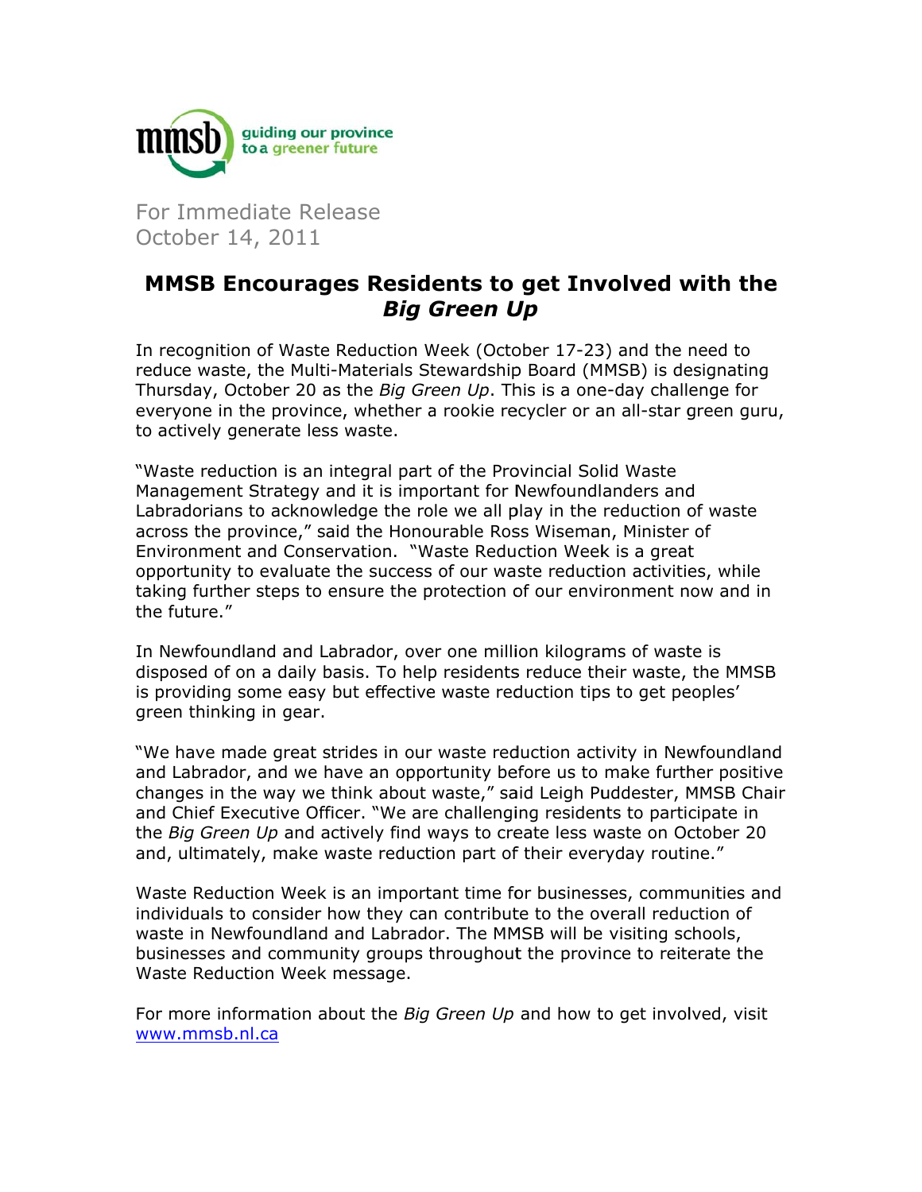mmsb guiding our province to a greener future

For Immediate Release
October 14, 2011

# MMSB Encourages Residents to get Involved with the *Big Green Up*

In recognition of Waste Reduction Week (October 17-23) and the need to reduce waste, the Multi-Materials Stewardship Board (MMSB) is designating Thursday, October 20 as the *Big Green Up*. This is a one-day challenge for everyone in the province, whether a rookie recycler or an all-star green guru, to actively generate less waste.

"Waste reduction is an integral part of the Provincial Solid Waste Management Strategy and it is important for Newfoundlanders and Labradorians to acknowledge the role we all play in the reduction of waste across the province," said the Honourable Ross Wiseman, Minister of Environment and Conservation. "Waste Reduction Week is a great opportunity to evaluate the success of our waste reduction activities, while taking further steps to ensure the protection of our environment now and in the future."

In Newfoundland and Labrador, over one million kilograms of waste is disposed of on a daily basis. To help residents reduce their waste, the MMSB is providing some easy but effective waste reduction tips to get peoples' green thinking in gear.

"We have made great strides in our waste reduction activity in Newfoundland and Labrador, and we have an opportunity before us to make further positive changes in the way we think about waste," said Leigh Puddester, MMSB Chair and Chief Executive Officer. "We are challenging residents to participate in the *Big Green Up* and actively find ways to create less waste on October 20 and, ultimately, make waste reduction part of their everyday routine."

Waste Reduction Week is an important time for businesses, communities and individuals to consider how they can contribute to the overall reduction of waste in Newfoundland and Labrador. The MMSB will be visiting schools, businesses and community groups throughout the province to reiterate the Waste Reduction Week message.

For more information about the *Big Green Up* and how to get involved, visit [www.mmsb.nl.ca](http://www.mmsb.nl.ca)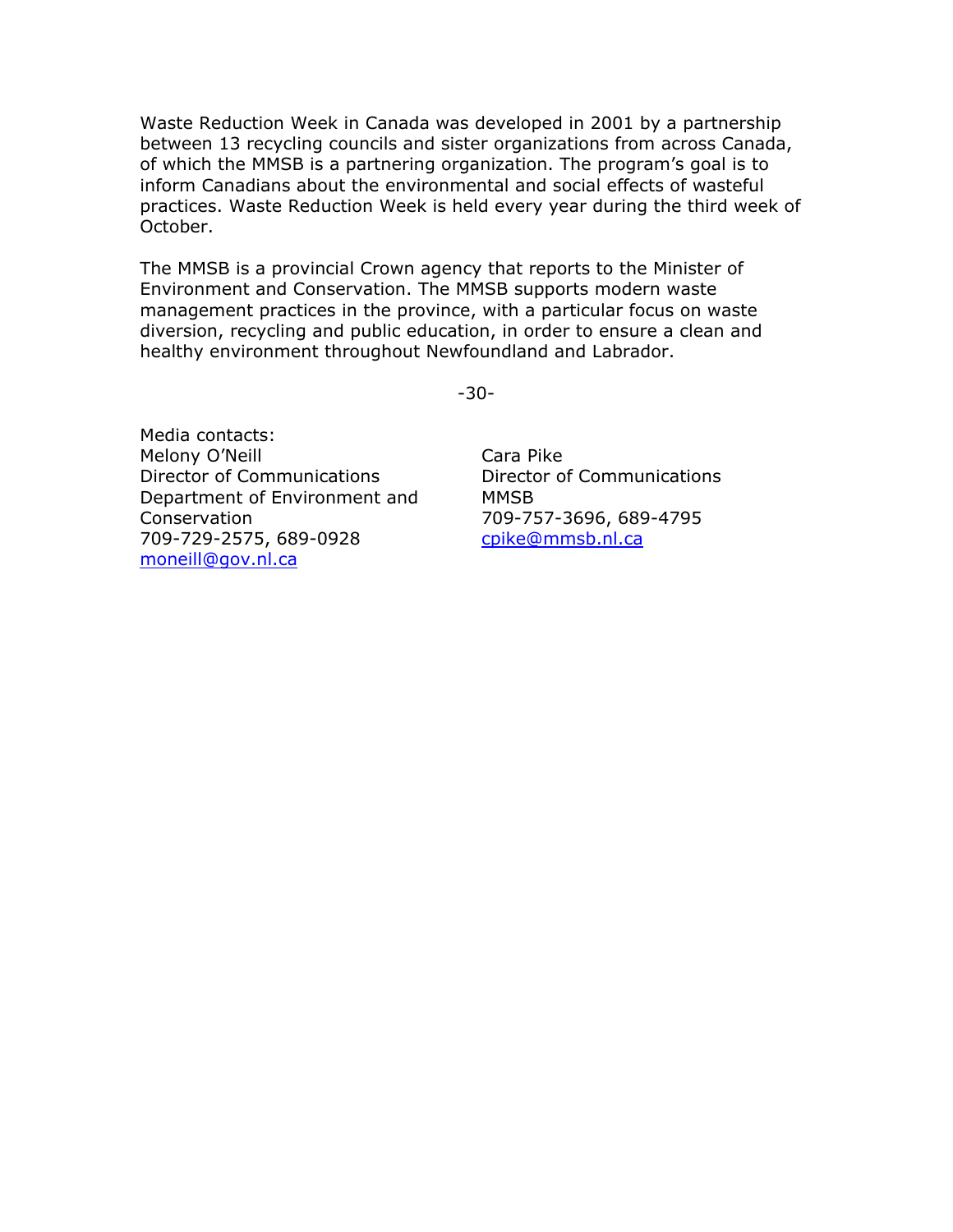Waste Reduction Week in Canada was developed in 2001 by a partnership between 13 recycling councils and sister organizations from across Canada, of which the MMSB is a partnering organization. The program's goal is to inform Canadians about the environmental and social effects of wasteful practices. Waste Reduction Week is held every year during the third week of October.

The MMSB is a provincial Crown agency that reports to the Minister of Environment and Conservation. The MMSB supports modern waste management practices in the province, with a particular focus on waste diversion, recycling and public education, in order to ensure a clean and healthy environment throughout Newfoundland and Labrador.

-30-

Media contacts:

Melony O'Neill
Director of Communications
Department of Environment and Conservation
709-729-2575, 689-0928
moneill@gov.nl.ca

Cara Pike
Director of Communications
MMSB
709-757-3696, 689-4795
cpike@mmsb.nl.ca